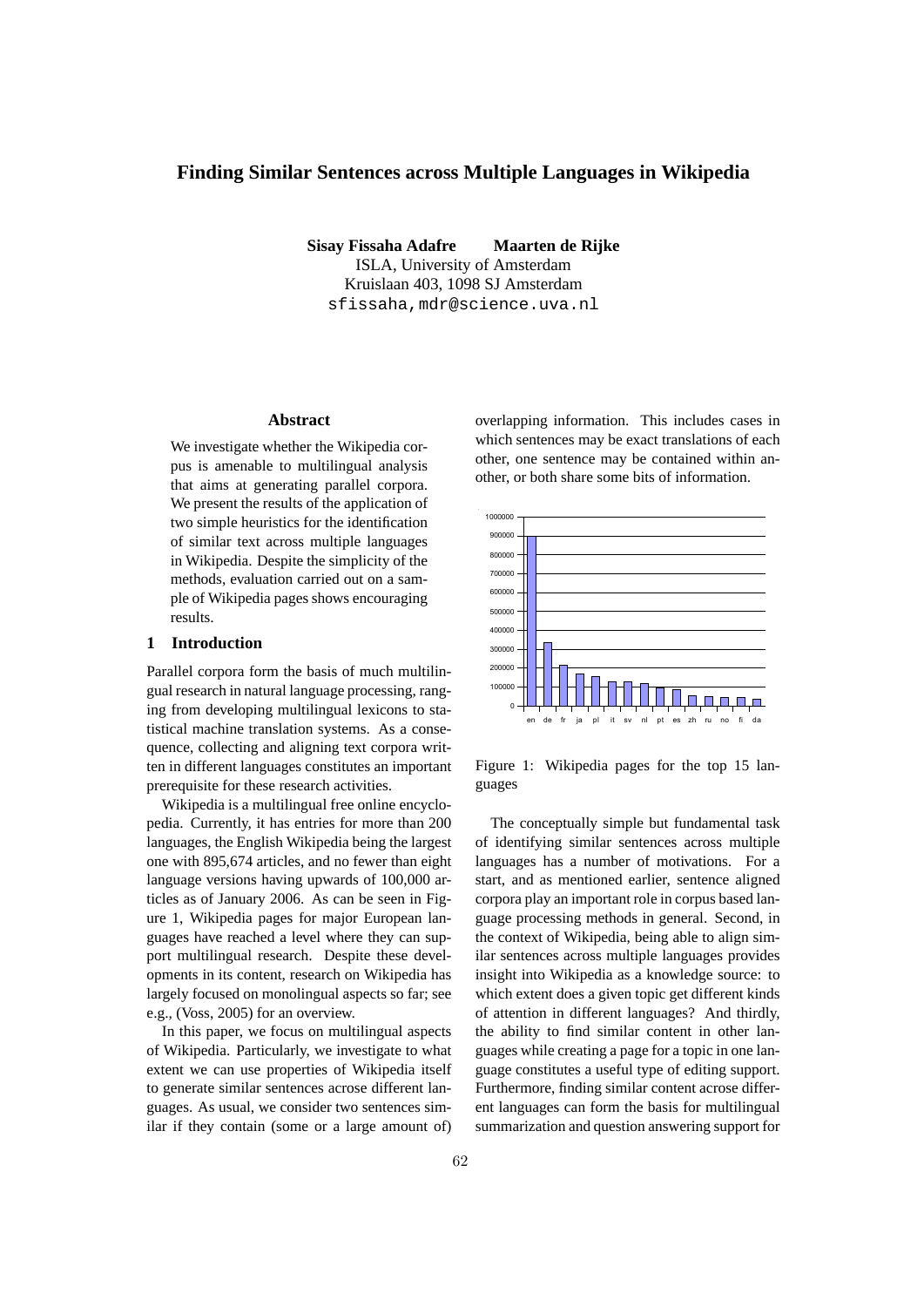# Finding Similar Sentences across Multiple Languages in Wikipedia

**Sisay Fissaha Adafre** **Maarten de Rijke**
ISLA, University of Amsterdam
Kruislaan 403, 1098 SJ Amsterdam
sfissaha,mdr@science.uva.nl

## Abstract

We investigate whether the Wikipedia corpus is amenable to multilingual analysis that aims at generating parallel corpora. We present the results of the application of two simple heuristics for the identification of similar text across multiple languages in Wikipedia. Despite the simplicity of the methods, evaluation carried out on a sample of Wikipedia pages shows encouraging results.

## 1 Introduction

Parallel corpora form the basis of much multilingual research in natural language processing, ranging from developing multilingual lexicons to statistical machine translation systems. As a consequence, collecting and aligning text corpora written in different languages constitutes an important prerequisite for these research activities.

Wikipedia is a multilingual free online encyclopedia. Currently, it has entries for more than 200 languages, the English Wikipedia being the largest one with 895,674 articles, and no fewer than eight language versions having upwards of 100,000 articles as of January 2006. As can be seen in Figure 1, Wikipedia pages for major European languages have reached a level where they can support multilingual research. Despite these developments in its content, research on Wikipedia has largely focused on monolingual aspects so far; see e.g., (Voss, 2005) for an overview.

In this paper, we focus on multilingual aspects of Wikipedia. Particularly, we investigate to what extent we can use properties of Wikipedia itself to generate similar sentences acrose different languages. As usual, we consider two sentences similar if they contain (some or a large amount of) overlapping information. This includes cases in which sentences may be exact translations of each other, one sentence may be contained within another, or both share some bits of information.

Figure 1: Wikipedia pages for the top 15 languages

The conceptually simple but fundamental task of identifying similar sentences across multiple languages has a number of motivations. For a start, and as mentioned earlier, sentence aligned corpora play an important role in corpus based language processing methods in general. Second, in the context of Wikipedia, being able to align similar sentences across multiple languages provides insight into Wikipedia as a knowledge source: to which extent does a given topic get different kinds of attention in different languages? And thirdly, the ability to find similar content in other languages while creating a page for a topic in one language constitutes a useful type of editing support. Furthermore, finding similar content acrose different languages can form the basis for multilingual summarization and question answering support for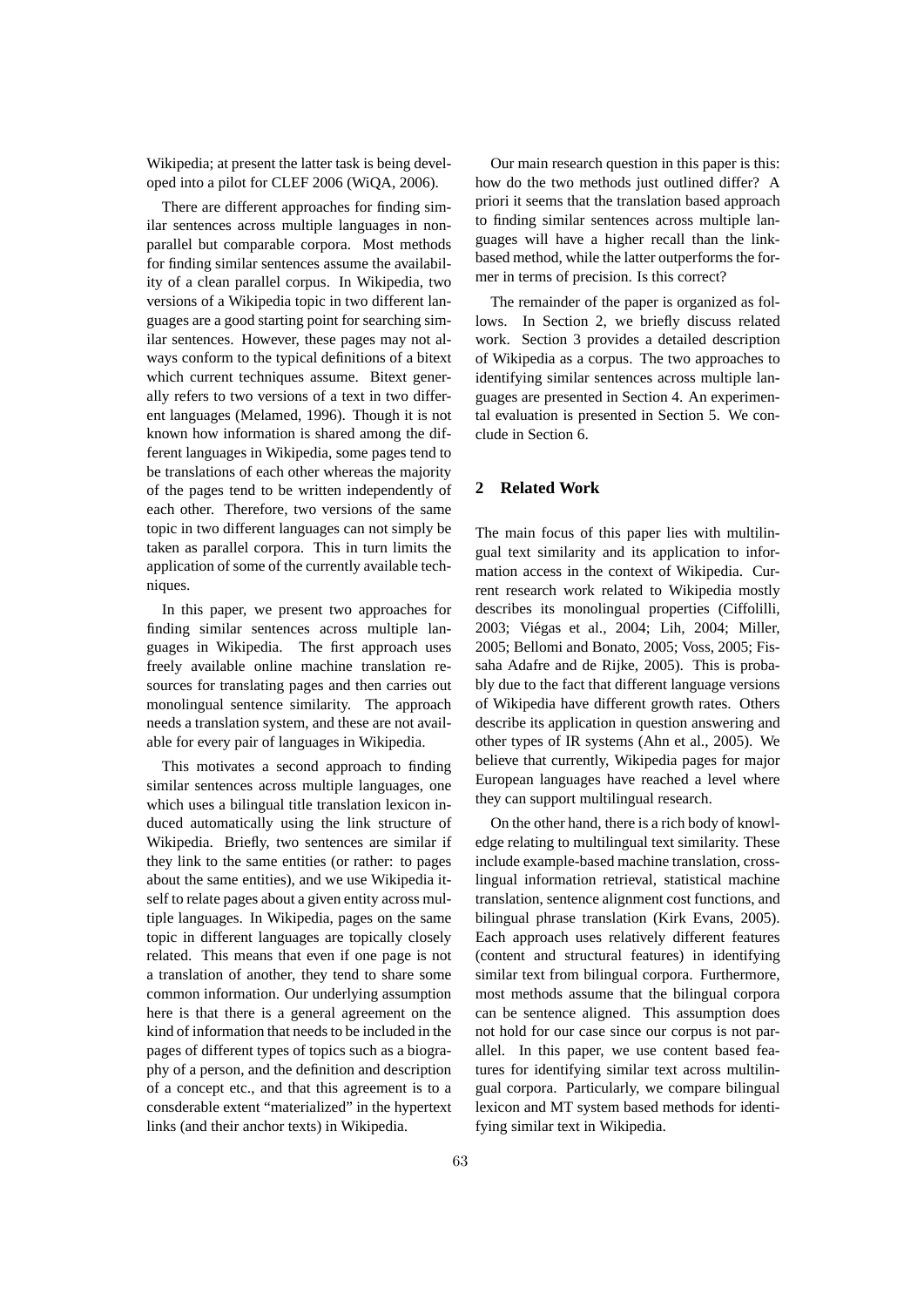Wikipedia; at present the latter task is being developed into a pilot for CLEF 2006 (WiQA, 2006).

There are different approaches for finding similar sentences across multiple languages in non-parallel but comparable corpora. Most methods for finding similar sentences assume the availability of a clean parallel corpus. In Wikipedia, two versions of a Wikipedia topic in two different languages are a good starting point for searching similar sentences. However, these pages may not always conform to the typical definitions of a bitext which current techniques assume. Bitext generally refers to two versions of a text in two different languages (Melamed, 1996). Though it is not known how information is shared among the different languages in Wikipedia, some pages tend to be translations of each other whereas the majority of the pages tend to be written independently of each other. Therefore, two versions of the same topic in two different languages can not simply be taken as parallel corpora. This in turn limits the application of some of the currently available techniques.

In this paper, we present two approaches for finding similar sentences across multiple languages in Wikipedia. The first approach uses freely available online machine translation resources for translating pages and then carries out monolingual sentence similarity. The approach needs a translation system, and these are not available for every pair of languages in Wikipedia.

This motivates a second approach to finding similar sentences across multiple languages, one which uses a bilingual title translation lexicon induced automatically using the link structure of Wikipedia. Briefly, two sentences are similar if they link to the same entities (or rather: to pages about the same entities), and we use Wikipedia itself to relate pages about a given entity across multiple languages. In Wikipedia, pages on the same topic in different languages are topically closely related. This means that even if one page is not a translation of another, they tend to share some common information. Our underlying assumption here is that there is a general agreement on the kind of information that needs to be included in the pages of different types of topics such as a biography of a person, and the definition and description of a concept etc., and that this agreement is to a consderable extent "materialized" in the hypertext links (and their anchor texts) in Wikipedia.

Our main research question in this paper is this: how do the two methods just outlined differ? A priori it seems that the translation based approach to finding similar sentences across multiple languages will have a higher recall than the link-based method, while the latter outperforms the former in terms of precision. Is this correct?

The remainder of the paper is organized as follows. In Section 2, we briefly discuss related work. Section 3 provides a detailed description of Wikipedia as a corpus. The two approaches to identifying similar sentences across multiple languages are presented in Section 4. An experimental evaluation is presented in Section 5. We conclude in Section 6.

## 2 Related Work

The main focus of this paper lies with multilingual text similarity and its application to information access in the context of Wikipedia. Current research work related to Wikipedia mostly describes its monolingual properties (Ciffolilli, 2003; Viégas et al., 2004; Lih, 2004; Miller, 2005; Bellomi and Bonato, 2005; Voss, 2005; Fissaha Adafre and de Rijke, 2005). This is probably due to the fact that different language versions of Wikipedia have different growth rates. Others describe its application in question answering and other types of IR systems (Ahn et al., 2005). We believe that currently, Wikipedia pages for major European languages have reached a level where they can support multilingual research.

On the other hand, there is a rich body of knowledge relating to multilingual text similarity. These include example-based machine translation, cross-lingual information retrieval, statistical machine translation, sentence alignment cost functions, and bilingual phrase translation (Kirk Evans, 2005). Each approach uses relatively different features (content and structural features) in identifying similar text from bilingual corpora. Furthermore, most methods assume that the bilingual corpora can be sentence aligned. This assumption does not hold for our case since our corpus is not parallel. In this paper, we use content based features for identifying similar text across multilingual corpora. Particularly, we compare bilingual lexicon and MT system based methods for identifying similar text in Wikipedia.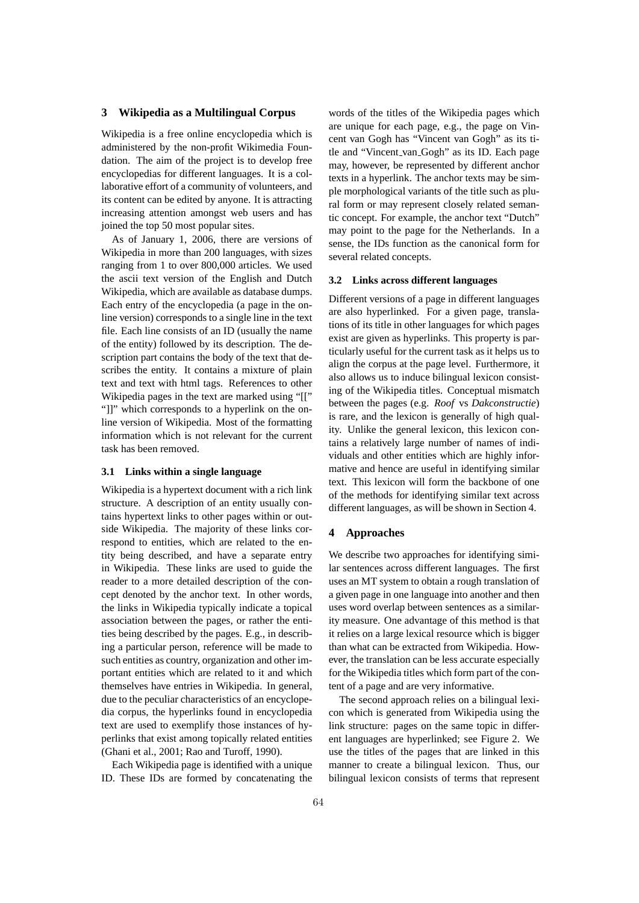## 3 Wikipedia as a Multilingual Corpus

Wikipedia is a free online encyclopedia which is administered by the non-profit Wikimedia Foundation. The aim of the project is to develop free encyclopedias for different languages. It is a collaborative effort of a community of volunteers, and its content can be edited by anyone. It is attracting increasing attention amongst web users and has joined the top 50 most popular sites.

As of January 1, 2006, there are versions of Wikipedia in more than 200 languages, with sizes ranging from 1 to over 800,000 articles. We used the ascii text version of the English and Dutch Wikipedia, which are available as database dumps. Each entry of the encyclopedia (a page in the online version) corresponds to a single line in the text file. Each line consists of an ID (usually the name of the entity) followed by its description. The description part contains the body of the text that describes the entity. It contains a mixture of plain text and text with html tags. References to other Wikipedia pages in the text are marked using "[[" "]]" which corresponds to a hyperlink on the online version of Wikipedia. Most of the formatting information which is not relevant for the current task has been removed.

### 3.1 Links within a single language

Wikipedia is a hypertext document with a rich link structure. A description of an entity usually contains hypertext links to other pages within or outside Wikipedia. The majority of these links correspond to entities, which are related to the entity being described, and have a separate entry in Wikipedia. These links are used to guide the reader to a more detailed description of the concept denoted by the anchor text. In other words, the links in Wikipedia typically indicate a topical association between the pages, or rather the entities being described by the pages. E.g., in describing a particular person, reference will be made to such entities as country, organization and other important entities which are related to it and which themselves have entries in Wikipedia. In general, due to the peculiar characteristics of an encyclopedia corpus, the hyperlinks found in encyclopedia text are used to exemplify those instances of hyperlinks that exist among topically related entities (Ghani et al., 2001; Rao and Turoff, 1990).

Each Wikipedia page is identified with a unique ID. These IDs are formed by concatenating the words of the titles of the Wikipedia pages which are unique for each page, e.g., the page on Vincent van Gogh has "Vincent van Gogh" as its title and "Vincent_van_Gogh" as its ID. Each page may, however, be represented by different anchor texts in a hyperlink. The anchor texts may be simple morphological variants of the title such as plural form or may represent closely related semantic concept. For example, the anchor text "Dutch" may point to the page for the Netherlands. In a sense, the IDs function as the canonical form for several related concepts.

### 3.2 Links across different languages

Different versions of a page in different languages are also hyperlinked. For a given page, translations of its title in other languages for which pages exist are given as hyperlinks. This property is particularly useful for the current task as it helps us to align the corpus at the page level. Furthermore, it also allows us to induce bilingual lexicon consisting of the Wikipedia titles. Conceptual mismatch between the pages (e.g. *Roof* vs *Dakconstructie*) is rare, and the lexicon is generally of high quality. Unlike the general lexicon, this lexicon contains a relatively large number of names of individuals and other entities which are highly informative and hence are useful in identifying similar text. This lexicon will form the backbone of one of the methods for identifying similar text across different languages, as will be shown in Section 4.

## 4 Approaches

We describe two approaches for identifying similar sentences across different languages. The first uses an MT system to obtain a rough translation of a given page in one language into another and then uses word overlap between sentences as a similarity measure. One advantage of this method is that it relies on a large lexical resource which is bigger than what can be extracted from Wikipedia. However, the translation can be less accurate especially for the Wikipedia titles which form part of the content of a page and are very informative.

The second approach relies on a bilingual lexicon which is generated from Wikipedia using the link structure: pages on the same topic in different languages are hyperlinked; see Figure 2. We use the titles of the pages that are linked in this manner to create a bilingual lexicon. Thus, our bilingual lexicon consists of terms that represent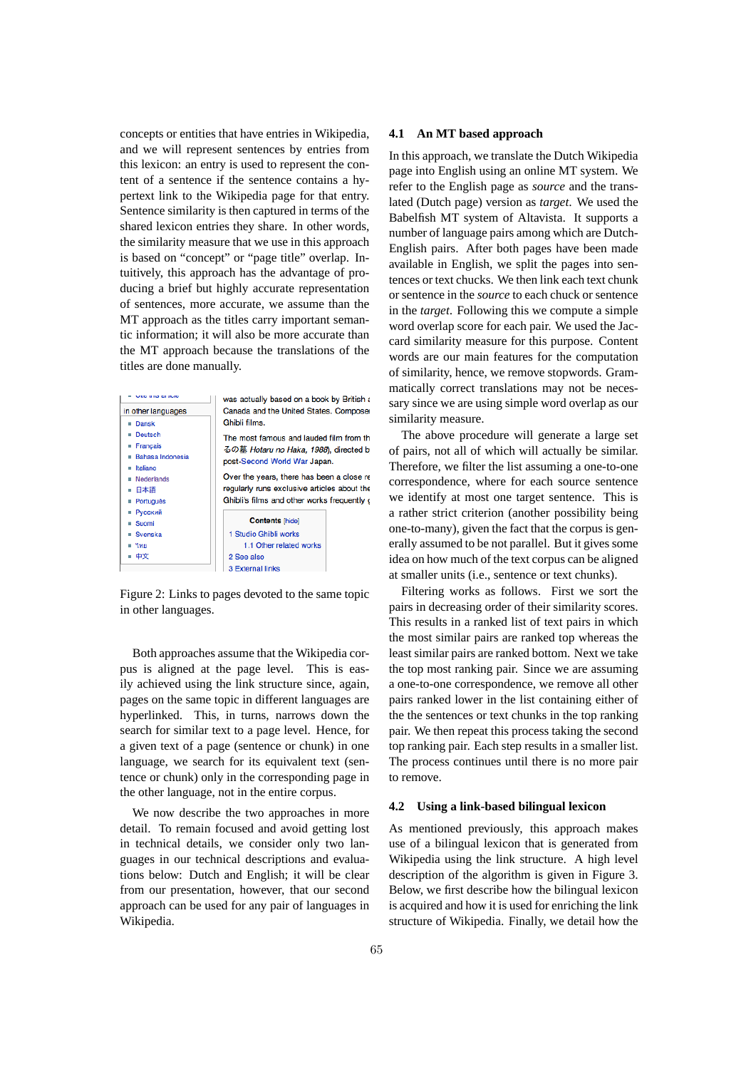concepts or entities that have entries in Wikipedia, and we will represent sentences by entries from this lexicon: an entry is used to represent the content of a sentence if the sentence contains a hypertext link to the Wikipedia page for that entry. Sentence similarity is then captured in terms of the shared lexicon entries they share. In other words, the similarity measure that we use in this approach is based on “concept” or “page title” overlap. Intuitively, this approach has the advantage of producing a brief but highly accurate representation of sentences, more accurate, we assume than the MT approach as the titles carry important semantic information; it will also be more accurate than the MT approach because the translations of the titles are done manually.

Figure 2: Links to pages devoted to the same topic in other languages.

Both approaches assume that the Wikipedia corpus is aligned at the page level. This is easily achieved using the link structure since, again, pages on the same topic in different languages are hyperlinked. This, in turns, narrows down the search for similar text to a page level. Hence, for a given text of a page (sentence or chunk) in one language, we search for its equivalent text (sentence or chunk) only in the corresponding page in the other language, not in the entire corpus.

We now describe the two approaches in more detail. To remain focused and avoid getting lost in technical details, we consider only two languages in our technical descriptions and evaluations below: Dutch and English; it will be clear from our presentation, however, that our second approach can be used for any pair of languages in Wikipedia.

### 4.1 An MT based approach

In this approach, we translate the Dutch Wikipedia page into English using an online MT system. We refer to the English page as *source* and the translated (Dutch page) version as *target*. We used the Babelfish MT system of Altavista. It supports a number of language pairs among which are Dutch-English pairs. After both pages have been made available in English, we split the pages into sentences or text chucks. We then link each text chunk or sentence in the *source* to each chuck or sentence in the *target*. Following this we compute a simple word overlap score for each pair. We used the Jaccard similarity measure for this purpose. Content words are our main features for the computation of similarity, hence, we remove stopwords. Grammatically correct translations may not be necessary since we are using simple word overlap as our similarity measure.

The above procedure will generate a large set of pairs, not all of which will actually be similar. Therefore, we filter the list assuming a one-to-one correspondence, where for each source sentence we identify at most one target sentence. This is a rather strict criterion (another possibility being one-to-many), given the fact that the corpus is generally assumed to be not parallel. But it gives some idea on how much of the text corpus can be aligned at smaller units (i.e., sentence or text chunks).

Filtering works as follows. First we sort the pairs in decreasing order of their similarity scores. This results in a ranked list of text pairs in which the most similar pairs are ranked top whereas the least similar pairs are ranked bottom. Next we take the top most ranking pair. Since we are assuming a one-to-one correspondence, we remove all other pairs ranked lower in the list containing either of the the sentences or text chunks in the top ranking pair. We then repeat this process taking the second top ranking pair. Each step results in a smaller list. The process continues until there is no more pair to remove.

### 4.2 Using a link-based bilingual lexicon

As mentioned previously, this approach makes use of a bilingual lexicon that is generated from Wikipedia using the link structure. A high level description of the algorithm is given in Figure 3. Below, we first describe how the bilingual lexicon is acquired and how it is used for enriching the link structure of Wikipedia. Finally, we detail how the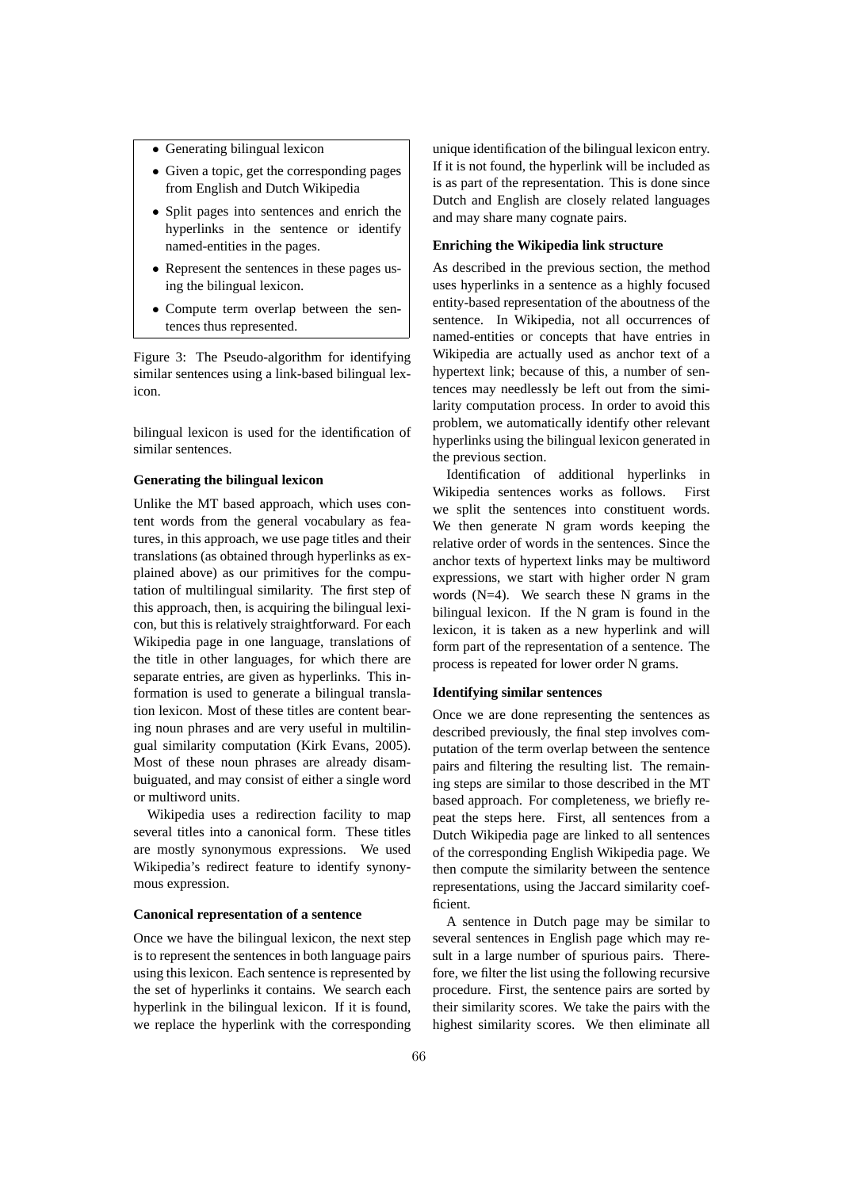- Generating bilingual lexicon
- Given a topic, get the corresponding pages from English and Dutch Wikipedia
- Split pages into sentences and enrich the hyperlinks in the sentence or identify named-entities in the pages.
- Represent the sentences in these pages using the bilingual lexicon.
- Compute term overlap between the sentences thus represented.

Figure 3: The Pseudo-algorithm for identifying similar sentences using a link-based bilingual lexicon.

bilingual lexicon is used for the identification of similar sentences.

**Generating the bilingual lexicon**

Unlike the MT based approach, which uses content words from the general vocabulary as features, in this approach, we use page titles and their translations (as obtained through hyperlinks as explained above) as our primitives for the computation of multilingual similarity. The first step of this approach, then, is acquiring the bilingual lexicon, but this is relatively straightforward. For each Wikipedia page in one language, translations of the title in other languages, for which there are separate entries, are given as hyperlinks. This information is used to generate a bilingual translation lexicon. Most of these titles are content bearing noun phrases and are very useful in multilingual similarity computation (Kirk Evans, 2005). Most of these noun phrases are already disambuiguated, and may consist of either a single word or multiword units.

Wikipedia uses a redirection facility to map several titles into a canonical form. These titles are mostly synonymous expressions. We used Wikipedia's redirect feature to identify synonymous expression.

**Canonical representation of a sentence**

Once we have the bilingual lexicon, the next step is to represent the sentences in both language pairs using this lexicon. Each sentence is represented by the set of hyperlinks it contains. We search each hyperlink in the bilingual lexicon. If it is found, we replace the hyperlink with the corresponding unique identification of the bilingual lexicon entry. If it is not found, the hyperlink will be included as is as part of the representation. This is done since Dutch and English are closely related languages and may share many cognate pairs.

**Enriching the Wikipedia link structure**

As described in the previous section, the method uses hyperlinks in a sentence as a highly focused entity-based representation of the aboutness of the sentence. In Wikipedia, not all occurrences of named-entities or concepts that have entries in Wikipedia are actually used as anchor text of a hypertext link; because of this, a number of sentences may needlessly be left out from the similarity computation process. In order to avoid this problem, we automatically identify other relevant hyperlinks using the bilingual lexicon generated in the previous section.

Identification of additional hyperlinks in Wikipedia sentences works as follows. First we split the sentences into constituent words. We then generate N gram words keeping the relative order of words in the sentences. Since the anchor texts of hypertext links may be multiword expressions, we start with higher order N gram words (N=4). We search these N grams in the bilingual lexicon. If the N gram is found in the lexicon, it is taken as a new hyperlink and will form part of the representation of a sentence. The process is repeated for lower order N grams.

**Identifying similar sentences**

Once we are done representing the sentences as described previously, the final step involves computation of the term overlap between the sentence pairs and filtering the resulting list. The remaining steps are similar to those described in the MT based approach. For completeness, we briefly repeat the steps here. First, all sentences from a Dutch Wikipedia page are linked to all sentences of the corresponding English Wikipedia page. We then compute the similarity between the sentence representations, using the Jaccard similarity coefficient.

A sentence in Dutch page may be similar to several sentences in English page which may result in a large number of spurious pairs. Therefore, we filter the list using the following recursive procedure. First, the sentence pairs are sorted by their similarity scores. We take the pairs with the highest similarity scores. We then eliminate all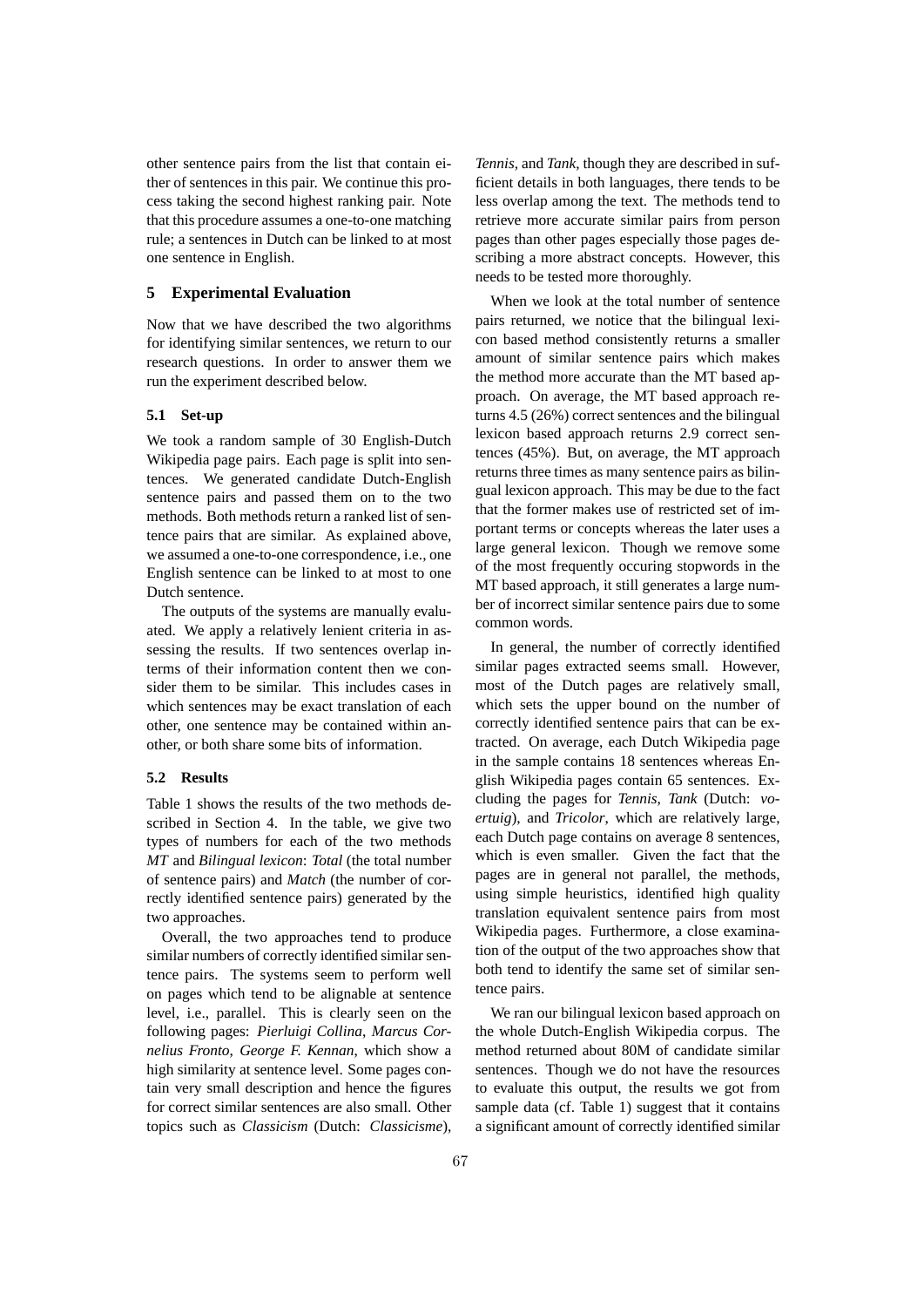other sentence pairs from the list that contain either of sentences in this pair. We continue this process taking the second highest ranking pair. Note that this procedure assumes a one-to-one matching rule; a sentences in Dutch can be linked to at most one sentence in English.

## 5 Experimental Evaluation

Now that we have described the two algorithms for identifying similar sentences, we return to our research questions. In order to answer them we run the experiment described below.

### 5.1 Set-up

We took a random sample of 30 English-Dutch Wikipedia page pairs. Each page is split into sentences. We generated candidate Dutch-English sentence pairs and passed them on to the two methods. Both methods return a ranked list of sentence pairs that are similar. As explained above, we assumed a one-to-one correspondence, i.e., one English sentence can be linked to at most one Dutch sentence.

The outputs of the systems are manually evaluated. We apply a relatively lenient criteria in assessing the results. If two sentences overlap interms of their information content then we consider them to be similar. This includes cases in which sentences may be exact translation of each other, one sentence may be contained within another, or both share some bits of information.

### 5.2 Results

Table 1 shows the results of the two methods described in Section 4. In the table, we give two types of numbers for each of the two methods *MT* and *Bilingual lexicon*: *Total* (the total number of sentence pairs) and *Match* (the number of correctly identified sentence pairs) generated by the two approaches.

Overall, the two approaches tend to produce similar numbers of correctly identified similar sentence pairs. The systems seem to perform well on pages which tend to be alignable at sentence level, i.e., parallel. This is clearly seen on the following pages: *Pierluigi Collina*, *Marcus Cornelius Fronto*, *George F. Kennan*, which show a high similarity at sentence level. Some pages contain very small description and hence the figures for correct similar sentences are also small. Other topics such as *Classicism* (Dutch: *Classicisme*), *Tennis*, and *Tank*, though they are described in sufficient details in both languages, there tends to be less overlap among the text. The methods tend to retrieve more accurate similar pairs from person pages than other pages especially those pages describing a more abstract concepts. However, this needs to be tested more thoroughly.

When we look at the total number of sentence pairs returned, we notice that the bilingual lexicon based method consistently returns a smaller amount of similar sentence pairs which makes the method more accurate than the MT based approach. On average, the MT based approach returns 4.5 (26%) correct sentences and the bilingual lexicon based approach returns 2.9 correct sentences (45%). But, on average, the MT approach returns three times as many sentence pairs as bilingual lexicon approach. This may be due to the fact that the former makes use of restricted set of important terms or concepts whereas the later uses a large general lexicon. Though we remove some of the most frequently occuring stopwords in the MT based approach, it still generates a large number of incorrect similar sentence pairs due to some common words.

In general, the number of correctly identified similar pages extracted seems small. However, most of the Dutch pages are relatively small, which sets the upper bound on the number of correctly identified sentence pairs that can be extracted. On average, each Dutch Wikipedia page in the sample contains 18 sentences whereas English Wikipedia pages contain 65 sentences. Excluding the pages for *Tennis*, *Tank* (Dutch: *voertuig*), and *Tricolor*, which are relatively large, each Dutch page contains on average 8 sentences, which is even smaller. Given the fact that the pages are in general not parallel, the methods, using simple heuristics, identified high quality translation equivalent sentence pairs from most Wikipedia pages. Furthermore, a close examination of the output of the two approaches show that both tend to identify the same set of similar sentence pairs.

We ran our bilingual lexicon based approach on the whole Dutch-English Wikipedia corpus. The method returned about 80M of candidate similar sentences. Though we do not have the resources to evaluate this output, the results we got from sample data (cf. Table 1) suggest that it contains a significant amount of correctly identified similar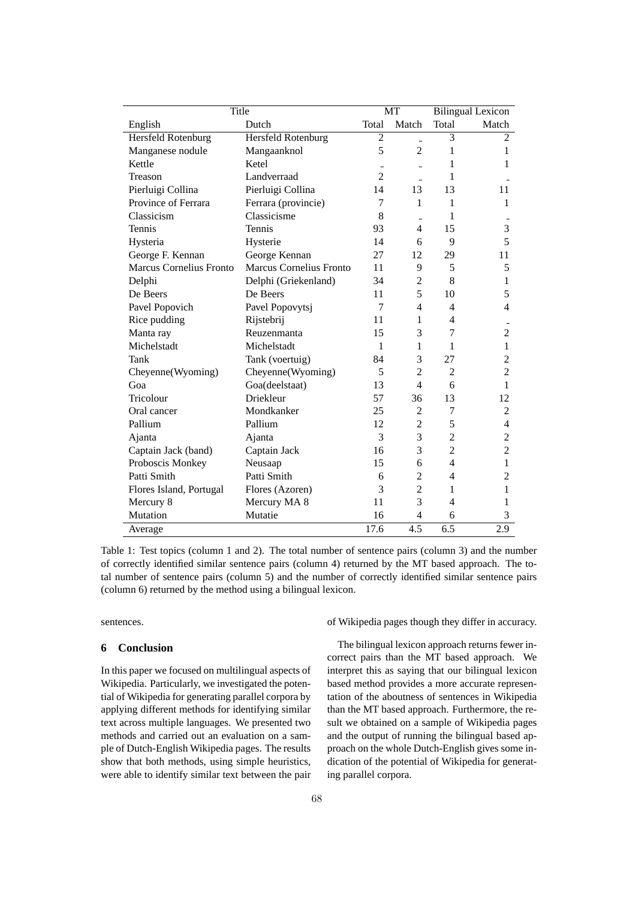| Title | | MT | | Bilingual Lexicon | |
|---|---|---|---|---|---|
| English | Dutch | Total | Match | Total | Match |
| Hersfeld Rotenburg | Hersfeld Rotenburg | 2 | - | 3 | 2 |
| Manganese nodule | Mangaanknol | 5 | 2 | 1 | 1 |
| Kettle | Ketel | - | - | 1 | 1 |
| Treason | Landverraad | 2 | - | 1 | - |
| Pierluigi Collina | Pierluigi Collina | 14 | 13 | 13 | 11 |
| Province of Ferrara | Ferrara (provincie) | 7 | 1 | 1 | 1 |
| Classicism | Classicisme | 8 | - | 1 | - |
| Tennis | Tennis | 93 | 4 | 15 | 3 |
| Hysteria | Hysterie | 14 | 6 | 9 | 5 |
| George F. Kennan | George Kennan | 27 | 12 | 29 | 11 |
| Marcus Cornelius Fronto | Marcus Cornelius Fronto | 11 | 9 | 5 | 5 |
| Delphi | Delphi (Griekenland) | 34 | 2 | 8 | 1 |
| De Beers | De Beers | 11 | 5 | 10 | 5 |
| Pavel Popovich | Pavel Popovytsj | 7 | 4 | 4 | 4 |
| Rice pudding | Rijstebrij | 11 | 1 | 4 | - |
| Manta ray | Reuzenmanta | 15 | 3 | 7 | 2 |
| Michelstadt | Michelstadt | 1 | 1 | 1 | 1 |
| Tank | Tank (voertuig) | 84 | 3 | 27 | 2 |
| Cheyenne(Wyoming) | Cheyenne(Wyoming) | 5 | 2 | 2 | 2 |
| Goa | Goa(deelstaat) | 13 | 4 | 6 | 1 |
| Tricolour | Driekleur | 57 | 36 | 13 | 12 |
| Oral cancer | Mondkanker | 25 | 2 | 7 | 2 |
| Pallium | Pallium | 12 | 2 | 5 | 4 |
| Ajanta | Ajanta | 3 | 3 | 2 | 2 |
| Captain Jack (band) | Captain Jack | 16 | 3 | 2 | 2 |
| Proboscis Monkey | Neusaap | 15 | 6 | 4 | 1 |
| Patti Smith | Patti Smith | 6 | 2 | 4 | 2 |
| Flores Island, Portugal | Flores (Azoren) | 3 | 2 | 1 | 1 |
| Mercury 8 | Mercury MA 8 | 11 | 3 | 4 | 1 |
| Mutation | Mutatie | 16 | 4 | 6 | 3 |
| Average | | 17.6 | 4.5 | 6.5 | 2.9 |

Table 1: Test topics (column 1 and 2). The total number of sentence pairs (column 3) and the number of correctly identified similar sentence pairs (column 4) returned by the MT based approach. The total number of sentence pairs (column 5) and the number of correctly identified similar sentence pairs (column 6) returned by the method using a bilingual lexicon.

sentences.

## 6 Conclusion

In this paper we focused on multilingual aspects of Wikipedia. Particularly, we investigated the potential of Wikipedia for generating parallel corpora by applying different methods for identifying similar text across multiple languages. We presented two methods and carried out an evaluation on a sample of Dutch-English Wikipedia pages. The results show that both methods, using simple heuristics, were able to identify similar text between the pair of Wikipedia pages though they differ in accuracy.

The bilingual lexicon approach returns fewer incorrect pairs than the MT based approach. We interpret this as saying that our bilingual lexicon based method provides a more accurate representation of the aboutness of sentences in Wikipedia than the MT based approach. Furthermore, the result we obtained on a sample of Wikipedia pages and the output of running the bilingual based approach on the whole Dutch-English gives some indication of the potential of Wikipedia for generating parallel corpora.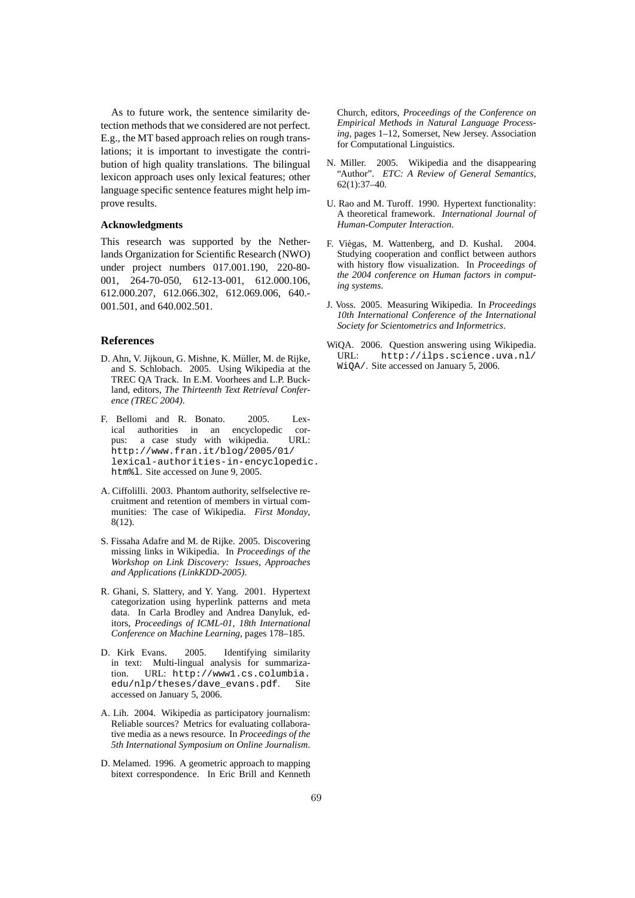As to future work, the sentence similarity detection methods that we considered are not perfect. E.g., the MT based approach relies on rough translations; it is important to investigate the contribution of high quality translations. The bilingual lexicon approach uses only lexical features; other language specific sentence features might help improve results.

### Acknowledgments

This research was supported by the Netherlands Organization for Scientific Research (NWO) under project numbers 017.001.190, 220-80-001, 264-70-050, 612-13-001, 612.000.106, 612.000.207, 612.066.302, 612.069.006, 640.-001.501, and 640.002.501.

## References

D. Ahn, V. Jijkoun, G. Mishne, K. Müller, M. de Rijke, and S. Schlobach. 2005. Using Wikipedia at the TREC QA Track. In E.M. Voorhees and L.P. Buckland, editors, *The Thirteenth Text Retrieval Conference (TREC 2004)*.

F. Bellomi and R. Bonato. 2005. Lexical authorities in an encyclopedic corpus: a case study with wikipedia. URL: http://www.fran.it/blog/2005/01/lexical-authorities-in-encyclopedic.htm%l. Site accessed on June 9, 2005.

A. Ciffolilli. 2003. Phantom authority, selfselective recruitment and retention of members in virtual communities: The case of Wikipedia. *First Monday*, 8(12).

S. Fissaha Adafre and M. de Rijke. 2005. Discovering missing links in Wikipedia. In *Proceedings of the Workshop on Link Discovery: Issues, Approaches and Applications (LinkKDD-2005)*.

R. Ghani, S. Slattery, and Y. Yang. 2001. Hypertext categorization using hyperlink patterns and meta data. In Carla Brodley and Andrea Danyluk, editors, *Proceedings of ICML-01, 18th International Conference on Machine Learning*, pages 178–185.

D. Kirk Evans. 2005. Identifying similarity in text: Multi-lingual analysis for summarization. URL: http://www1.cs.columbia.edu/nlp/theses/dave_evans.pdf. Site accessed on January 5, 2006.

A. Lih. 2004. Wikipedia as participatory journalism: Reliable sources? Metrics for evaluating collaborative media as a news resource. In *Proceedings of the 5th International Symposium on Online Journalism*.

D. Melamed. 1996. A geometric approach to mapping bitext correspondence. In Eric Brill and Kenneth Church, editors, *Proceedings of the Conference on Empirical Methods in Natural Language Processing*, pages 1–12, Somerset, New Jersey. Association for Computational Linguistics.

N. Miller. 2005. Wikipedia and the disappearing "Author". *ETC: A Review of General Semantics*, 62(1):37–40.

U. Rao and M. Turoff. 1990. Hypertext functionality: A theoretical framework. *International Journal of Human-Computer Interaction*.

F. Viégas, M. Wattenberg, and D. Kushal. 2004. Studying cooperation and conflict between authors with history flow visualization. In *Proceedings of the 2004 conference on Human factors in computing systems*.

J. Voss. 2005. Measuring Wikipedia. In *Proceedings 10th International Conference of the International Society for Scientometrics and Informetrics*.

WiQA. 2006. Question answering using Wikipedia. URL: http://ilps.science.uva.nl/WiQA/. Site accessed on January 5, 2006.